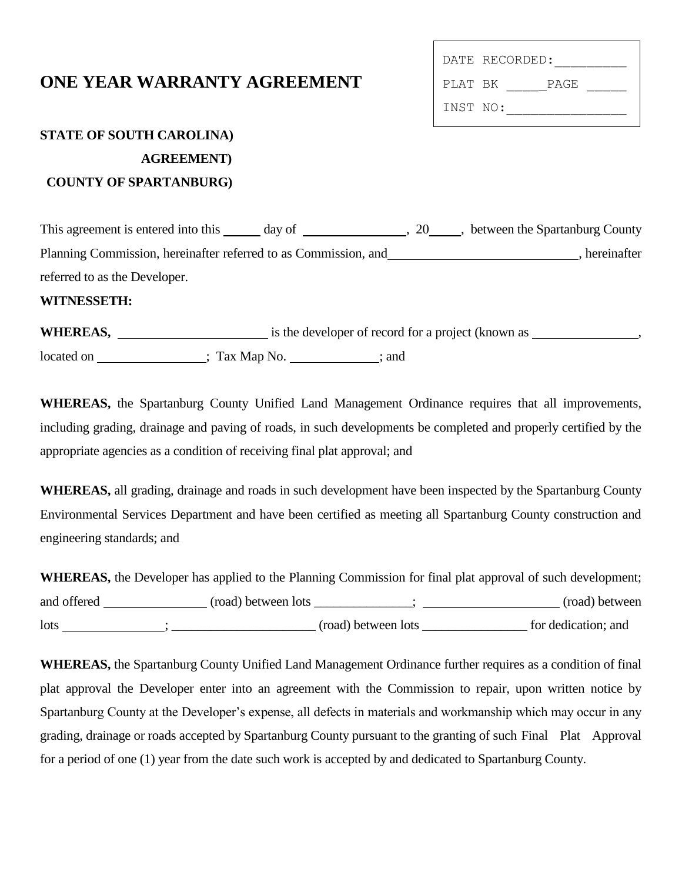DATE RECORDED:__________

PLAT BK _____PAGE _____

INST NO:________________

# ONE YEAR WARRANTY AGREEMENT

**STATE OF SOUTH CAROLINA)**
**AGREEMENT)**
**COUNTY OF SPARTANBURG)**

This agreement is entered into this ______ day of ________________, 20_____, between the Spartanburg County Planning Commission, hereinafter referred to as Commission, and_____________________________, hereinafter referred to as the Developer.

**WITNESSETH:**

**WHEREAS,** _______________________ is the developer of record for a project (known as ________________, located on ________________; Tax Map No. _____________; and

**WHEREAS,** the Spartanburg County Unified Land Management Ordinance requires that all improvements, including grading, drainage and paving of roads, in such developments be completed and properly certified by the appropriate agencies as a condition of receiving final plat approval; and

**WHEREAS,** all grading, drainage and roads in such development have been inspected by the Spartanburg County Environmental Services Department and have been certified as meeting all Spartanburg County construction and engineering standards; and

**WHEREAS,** the Developer has applied to the Planning Commission for final plat approval of such development; and offered ________________ (road) between lots _______________; _____________________ (road) between lots _______________; ______________________ (road) between lots ________________ for dedication; and

**WHEREAS,** the Spartanburg County Unified Land Management Ordinance further requires as a condition of final plat approval the Developer enter into an agreement with the Commission to repair, upon written notice by Spartanburg County at the Developer's expense, all defects in materials and workmanship which may occur in any grading, drainage or roads accepted by Spartanburg County pursuant to the granting of such Final Plat Approval for a period of one (1) year from the date such work is accepted by and dedicated to Spartanburg County.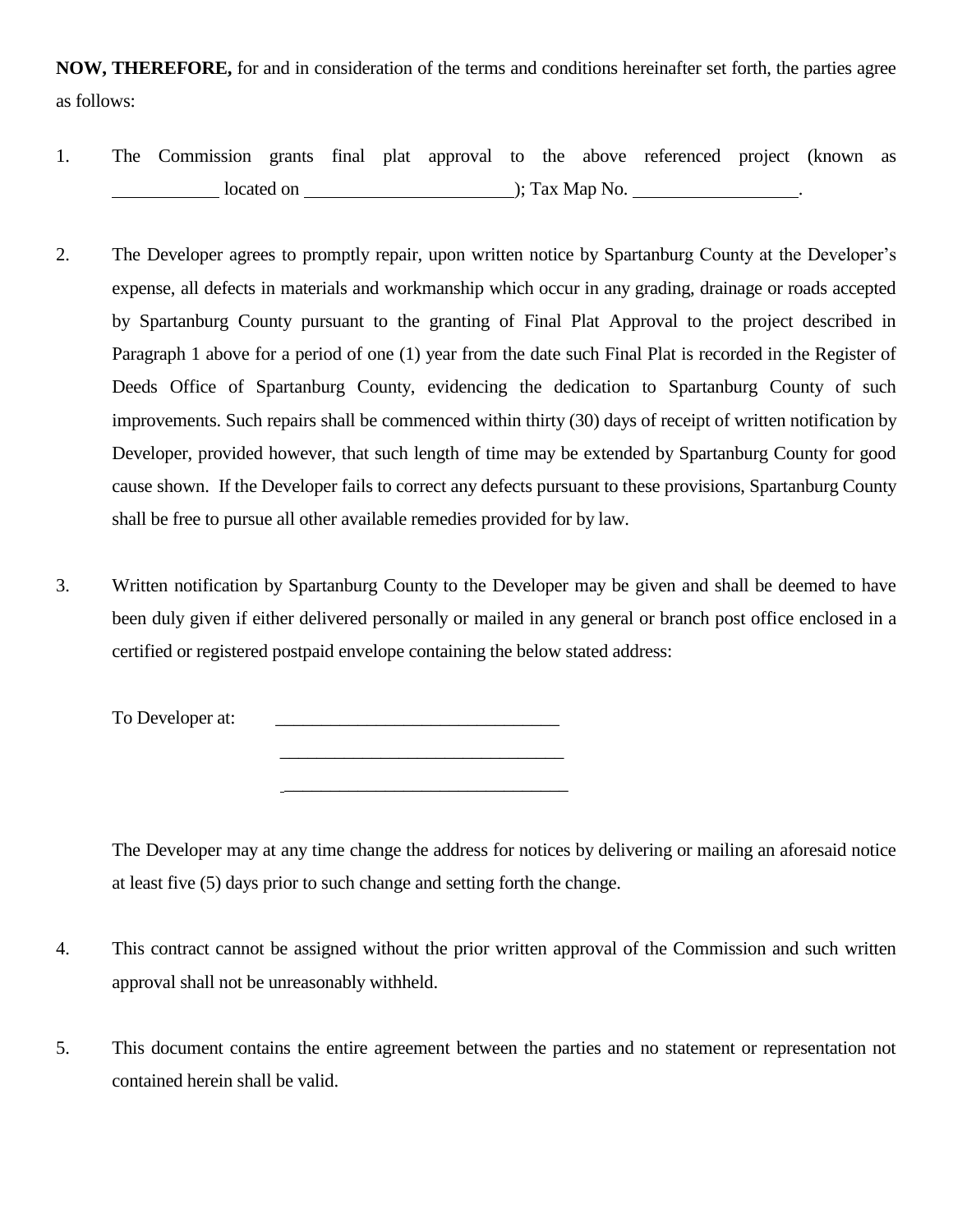**NOW, THEREFORE,** for and in consideration of the terms and conditions hereinafter set forth, the parties agree as follows:

1. The Commission grants final plat approval to the above referenced project (known as ____________ located on ________________________); Tax Map No. __________________.

2. The Developer agrees to promptly repair, upon written notice by Spartanburg County at the Developer's expense, all defects in materials and workmanship which occur in any grading, drainage or roads accepted by Spartanburg County pursuant to the granting of Final Plat Approval to the project described in Paragraph 1 above for a period of one (1) year from the date such Final Plat is recorded in the Register of Deeds Office of Spartanburg County, evidencing the dedication to Spartanburg County of such improvements. Such repairs shall be commenced within thirty (30) days of receipt of written notification by Developer, provided however, that such length of time may be extended by Spartanburg County for good cause shown. If the Developer fails to correct any defects pursuant to these provisions, Spartanburg County shall be free to pursue all other available remedies provided for by law.

3. Written notification by Spartanburg County to the Developer may be given and shall be deemed to have been duly given if either delivered personally or mailed in any general or branch post office enclosed in a certified or registered postpaid envelope containing the below stated address:

   To Developer at: ________________________________
   ________________________________
   ________________________________

   The Developer may at any time change the address for notices by delivering or mailing an aforesaid notice at least five (5) days prior to such change and setting forth the change.

4. This contract cannot be assigned without the prior written approval of the Commission and such written approval shall not be unreasonably withheld.

5. This document contains the entire agreement between the parties and no statement or representation not contained herein shall be valid.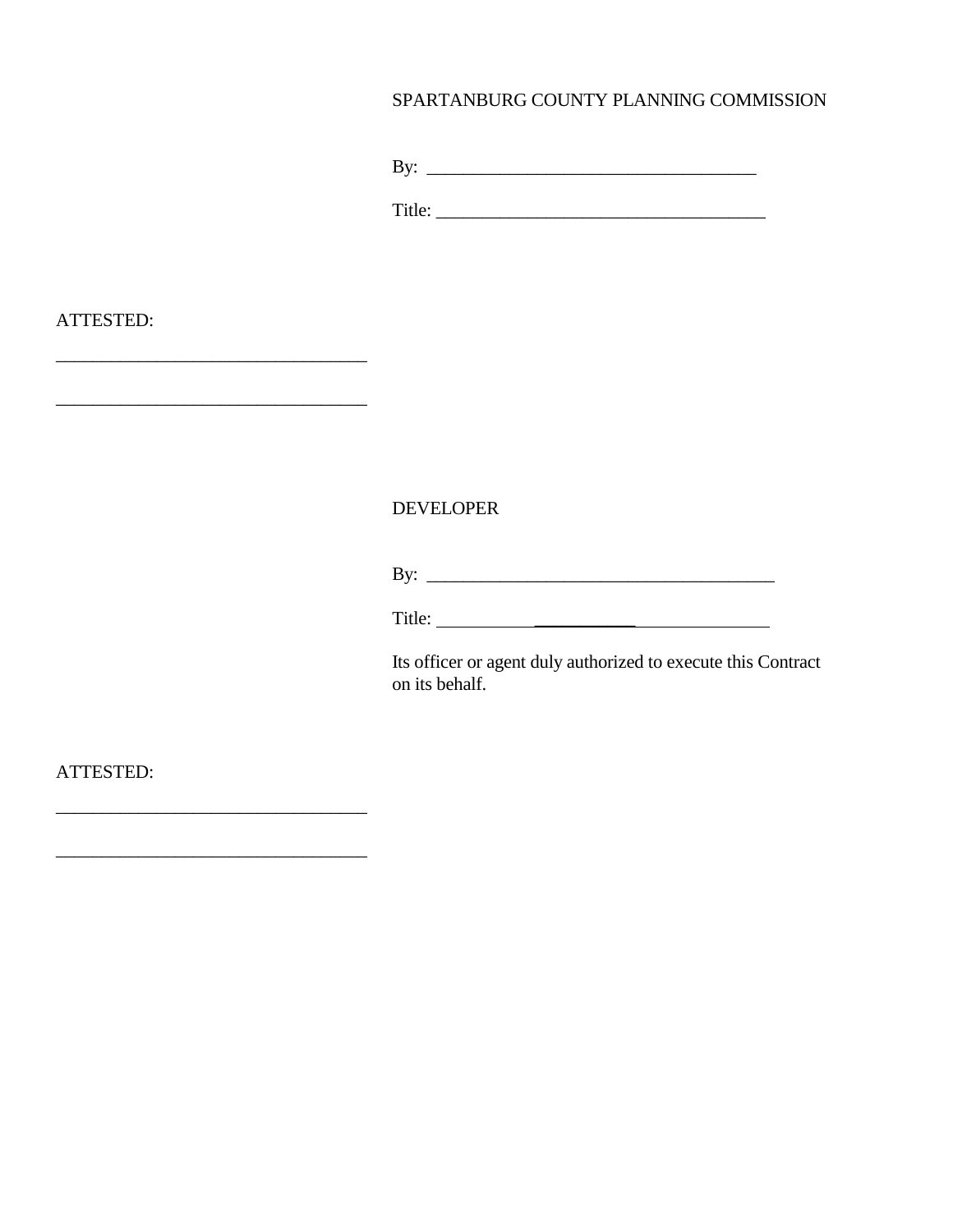SPARTANBURG COUNTY PLANNING COMMISSION

By: ____________________________________

Title: ____________________________________

ATTESTED:

__________________________________

__________________________________

DEVELOPER

By: ______________________________________

Title: ____________________________________

Its officer or agent duly authorized to execute this Contract on its behalf.

ATTESTED:

__________________________________

__________________________________